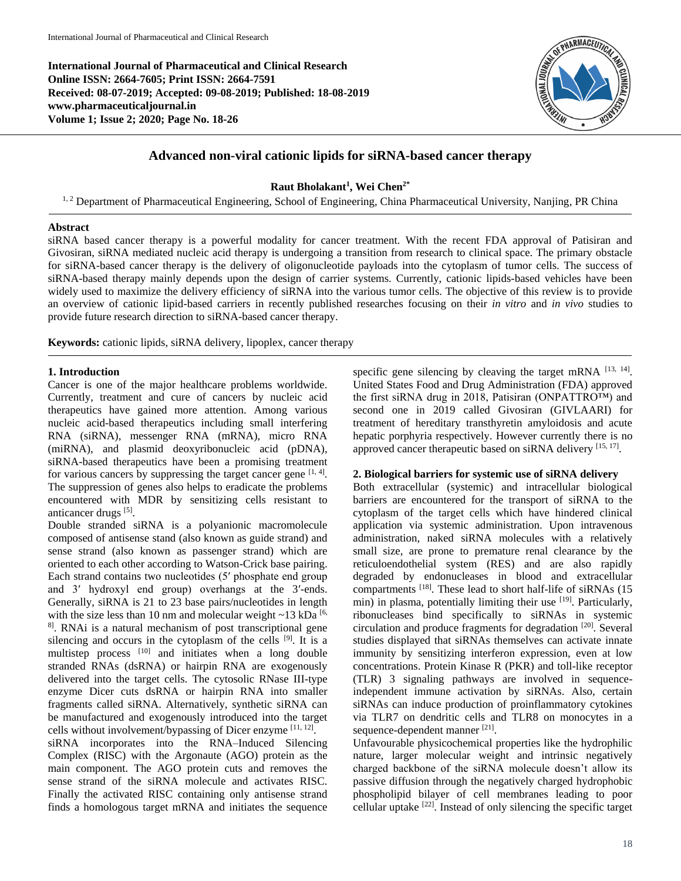International Journal of Pharmaceutical and Clinical Research
Online ISSN: 2664-7605; Print ISSN: 2664-7591
Received: 08-07-2019; Accepted: 09-08-2019; Published: 18-08-2019
www.pharmaceuticaljournal.in
Volume 1; Issue 2; 2020; Page No. 18-26

# Advanced non-viral cationic lipids for siRNA-based cancer therapy

**Raut Bholakant[1], Wei Chen[2*]**

[1, 2] Department of Pharmaceutical Engineering, School of Engineering, China Pharmaceutical University, Nanjing, PR China

**Abstract**

siRNA based cancer therapy is a powerful modality for cancer treatment. With the recent FDA approval of Patisiran and Givosiran, siRNA mediated nucleic acid therapy is undergoing a transition from research to clinical space. The primary obstacle for siRNA-based cancer therapy is the delivery of oligonucleotide payloads into the cytoplasm of tumor cells. The success of siRNA-based therapy mainly depends upon the design of carrier systems. Currently, cationic lipids-based vehicles have been widely used to maximize the delivery efficiency of siRNA into the various tumor cells. The objective of this review is to provide an overview of cationic lipid-based carriers in recently published researches focusing on their *in vitro* and *in vivo* studies to provide future research direction to siRNA-based cancer therapy.

**Keywords:** cationic lipids, siRNA delivery, lipoplex, cancer therapy

## 1. Introduction

Cancer is one of the major healthcare problems worldwide. Currently, treatment and cure of cancers by nucleic acid therapeutics have gained more attention. Among various nucleic acid-based therapeutics including small interfering RNA (siRNA), messenger RNA (mRNA), micro RNA (miRNA), and plasmid deoxyribonucleic acid (pDNA), siRNA-based therapeutics have been a promising treatment for various cancers by suppressing the target cancer gene [1, 4]. The suppression of genes also helps to eradicate the problems encountered with MDR by sensitizing cells resistant to anticancer drugs [5].

Double stranded siRNA is a polyanionic macromolecule composed of antisense stand (also known as guide strand) and sense strand (also known as passenger strand) which are oriented to each other according to Watson-Crick base pairing. Each strand contains two nucleotides (5′ phosphate end group and 3′ hydroxyl end group) overhangs at the 3′-ends. Generally, siRNA is 21 to 23 base pairs/nucleotides in length with the size less than 10 nm and molecular weight ~13 kDa [6, 8]. RNAi is a natural mechanism of post transcriptional gene silencing and occurs in the cytoplasm of the cells [9]. It is a multistep process [10] and initiates when a long double stranded RNAs (dsRNA) or hairpin RNA are exogenously delivered into the target cells. The cytosolic RNase III-type enzyme Dicer cuts dsRNA or hairpin RNA into smaller fragments called siRNA. Alternatively, synthetic siRNA can be manufactured and exogenously introduced into the target cells without involvement/bypassing of Dicer enzyme [11, 12].

siRNA incorporates into the RNA–Induced Silencing Complex (RISC) with the Argonaute (AGO) protein as the main component. The AGO protein cuts and removes the sense strand of the siRNA molecule and activates RISC. Finally the activated RISC containing only antisense strand finds a homologous target mRNA and initiates the sequence specific gene silencing by cleaving the target mRNA [13, 14]. United States Food and Drug Administration (FDA) approved the first siRNA drug in 2018, Patisiran (ONPATTRO™) and second one in 2019 called Givosiran (GIVLAARI) for treatment of hereditary transthyretin amyloidosis and acute hepatic porphyria respectively. However currently there is no approved cancer therapeutic based on siRNA delivery [15, 17].

## 2. Biological barriers for systemic use of siRNA delivery

Both extracellular (systemic) and intracellular biological barriers are encountered for the transport of siRNA to the cytoplasm of the target cells which have hindered clinical application via systemic administration. Upon intravenous administration, naked siRNA molecules with a relatively small size, are prone to premature renal clearance by the reticuloendothelial system (RES) and are also rapidly degraded by endonucleases in blood and extracellular compartments [18]. These lead to short half-life of siRNAs (15 min) in plasma, potentially limiting their use [19]. Particularly, ribonucleases bind specifically to siRNAs in systemic circulation and produce fragments for degradation [20]. Several studies displayed that siRNAs themselves can activate innate immunity by sensitizing interferon expression, even at low concentrations. Protein Kinase R (PKR) and toll-like receptor (TLR) 3 signaling pathways are involved in sequence-independent immune activation by siRNAs. Also, certain siRNAs can induce production of proinflammatory cytokines via TLR7 on dendritic cells and TLR8 on monocytes in a sequence-dependent manner [21].

Unfavourable physicochemical properties like the hydrophilic nature, larger molecular weight and intrinsic negatively charged backbone of the siRNA molecule doesn't allow its passive diffusion through the negatively charged hydrophobic phospholipid bilayer of cell membranes leading to poor cellular uptake [22]. Instead of only silencing the specific target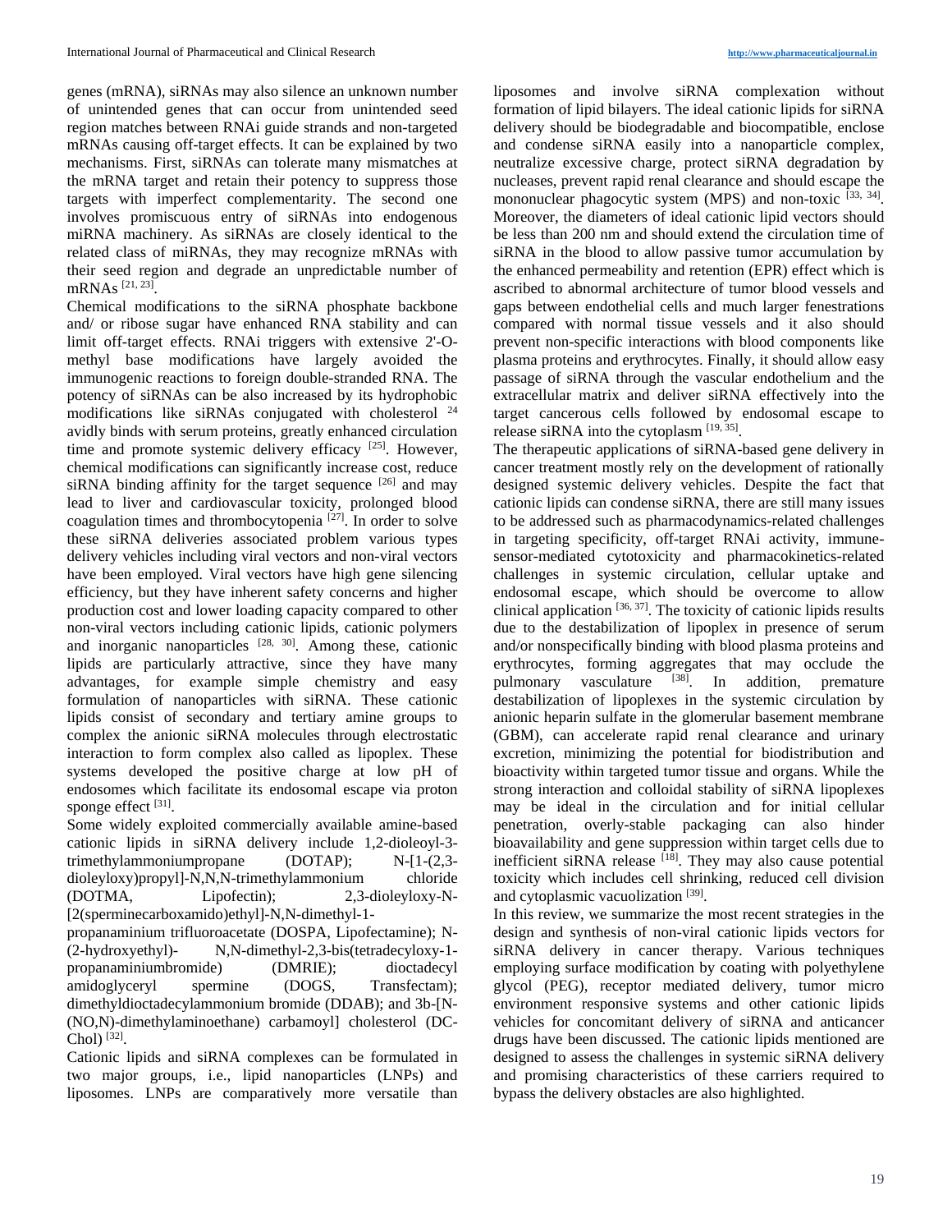genes (mRNA), siRNAs may also silence an unknown number of unintended genes that can occur from unintended seed region matches between RNAi guide strands and non-targeted mRNAs causing off-target effects. It can be explained by two mechanisms. First, siRNAs can tolerate many mismatches at the mRNA target and retain their potency to suppress those targets with imperfect complementarity. The second one involves promiscuous entry of siRNAs into endogenous miRNA machinery. As siRNAs are closely identical to the related class of miRNAs, they may recognize mRNAs with their seed region and degrade an unpredictable number of mRNAs [21, 23].

Chemical modifications to the siRNA phosphate backbone and/ or ribose sugar have enhanced RNA stability and can limit off-target effects. RNAi triggers with extensive 2'-O-methyl base modifications have largely avoided the immunogenic reactions to foreign double-stranded RNA. The potency of siRNAs can be also increased by its hydrophobic modifications like siRNAs conjugated with cholesterol [24] avidly binds with serum proteins, greatly enhanced circulation time and promote systemic delivery efficacy [25]. However, chemical modifications can significantly increase cost, reduce siRNA binding affinity for the target sequence [26] and may lead to liver and cardiovascular toxicity, prolonged blood coagulation times and thrombocytopenia [27]. In order to solve these siRNA deliveries associated problem various types delivery vehicles including viral vectors and non-viral vectors have been employed. Viral vectors have high gene silencing efficiency, but they have inherent safety concerns and higher production cost and lower loading capacity compared to other non-viral vectors including cationic lipids, cationic polymers and inorganic nanoparticles [28, 30]. Among these, cationic lipids are particularly attractive, since they have many advantages, for example simple chemistry and easy formulation of nanoparticles with siRNA. These cationic lipids consist of secondary and tertiary amine groups to complex the anionic siRNA molecules through electrostatic interaction to form complex also called as lipoplex. These systems developed the positive charge at low pH of endosomes which facilitate its endosomal escape via proton sponge effect [31].

Some widely exploited commercially available amine-based cationic lipids in siRNA delivery include 1,2-dioleoyl-3-trimethylammoniumpropane (DOTAP); N-[1-(2,3-dioleyloxy)propyl]-N,N,N-trimethylammonium chloride (DOTMA, Lipofectin); 2,3-dioleyloxy-N-[2(sperminecarboxamido)ethyl]-N,N-dimethyl-1-propanaminium trifluoroacetate (DOSPA, Lipofectamine); N-(2-hydroxyethyl)- N,N-dimethyl-2,3-bis(tetradecyloxy-1-propanaminiumbromide) (DMRIE); dioctadecyl amidoglyceryl spermine (DOGS, Transfectam); dimethyldioctadecylammonium bromide (DDAB); and 3b-[N-(NO,N)-dimethylaminoethane) carbamoyl] cholesterol (DC-Chol) [32].

Cationic lipids and siRNA complexes can be formulated in two major groups, i.e., lipid nanoparticles (LNPs) and liposomes. LNPs are comparatively more versatile than liposomes and involve siRNA complexation without formation of lipid bilayers. The ideal cationic lipids for siRNA delivery should be biodegradable and biocompatible, enclose and condense siRNA easily into a nanoparticle complex, neutralize excessive charge, protect siRNA degradation by nucleases, prevent rapid renal clearance and should escape the mononuclear phagocytic system (MPS) and non-toxic [33, 34]. Moreover, the diameters of ideal cationic lipid vectors should be less than 200 nm and should extend the circulation time of siRNA in the blood to allow passive tumor accumulation by the enhanced permeability and retention (EPR) effect which is ascribed to abnormal architecture of tumor blood vessels and gaps between endothelial cells and much larger fenestrations compared with normal tissue vessels and it also should prevent non-specific interactions with blood components like plasma proteins and erythrocytes. Finally, it should allow easy passage of siRNA through the vascular endothelium and the extracellular matrix and deliver siRNA effectively into the target cancerous cells followed by endosomal escape to release siRNA into the cytoplasm [19, 35].

The therapeutic applications of siRNA-based gene delivery in cancer treatment mostly rely on the development of rationally designed systemic delivery vehicles. Despite the fact that cationic lipids can condense siRNA, there are still many issues to be addressed such as pharmacodynamics-related challenges in targeting specificity, off-target RNAi activity, immune-sensor-mediated cytotoxicity and pharmacokinetics-related challenges in systemic circulation, cellular uptake and endosomal escape, which should be overcome to allow clinical application [36, 37]. The toxicity of cationic lipids results due to the destabilization of lipoplex in presence of serum and/or nonspecifically binding with blood plasma proteins and erythrocytes, forming aggregates that may occlude the pulmonary vasculature [38]. In addition, premature destabilization of lipoplexes in the systemic circulation by anionic heparin sulfate in the glomerular basement membrane (GBM), can accelerate rapid renal clearance and urinary excretion, minimizing the potential for biodistribution and bioactivity within targeted tumor tissue and organs. While the strong interaction and colloidal stability of siRNA lipoplexes may be ideal in the circulation and for initial cellular penetration, overly-stable packaging can also hinder bioavailability and gene suppression within target cells due to inefficient siRNA release [18]. They may also cause potential toxicity which includes cell shrinking, reduced cell division and cytoplasmic vacuolization [39].

In this review, we summarize the most recent strategies in the design and synthesis of non-viral cationic lipids vectors for siRNA delivery in cancer therapy. Various techniques employing surface modification by coating with polyethylene glycol (PEG), receptor mediated delivery, tumor micro environment responsive systems and other cationic lipids vehicles for concomitant delivery of siRNA and anticancer drugs have been discussed. The cationic lipids mentioned are designed to assess the challenges in systemic siRNA delivery and promising characteristics of these carriers required to bypass the delivery obstacles are also highlighted.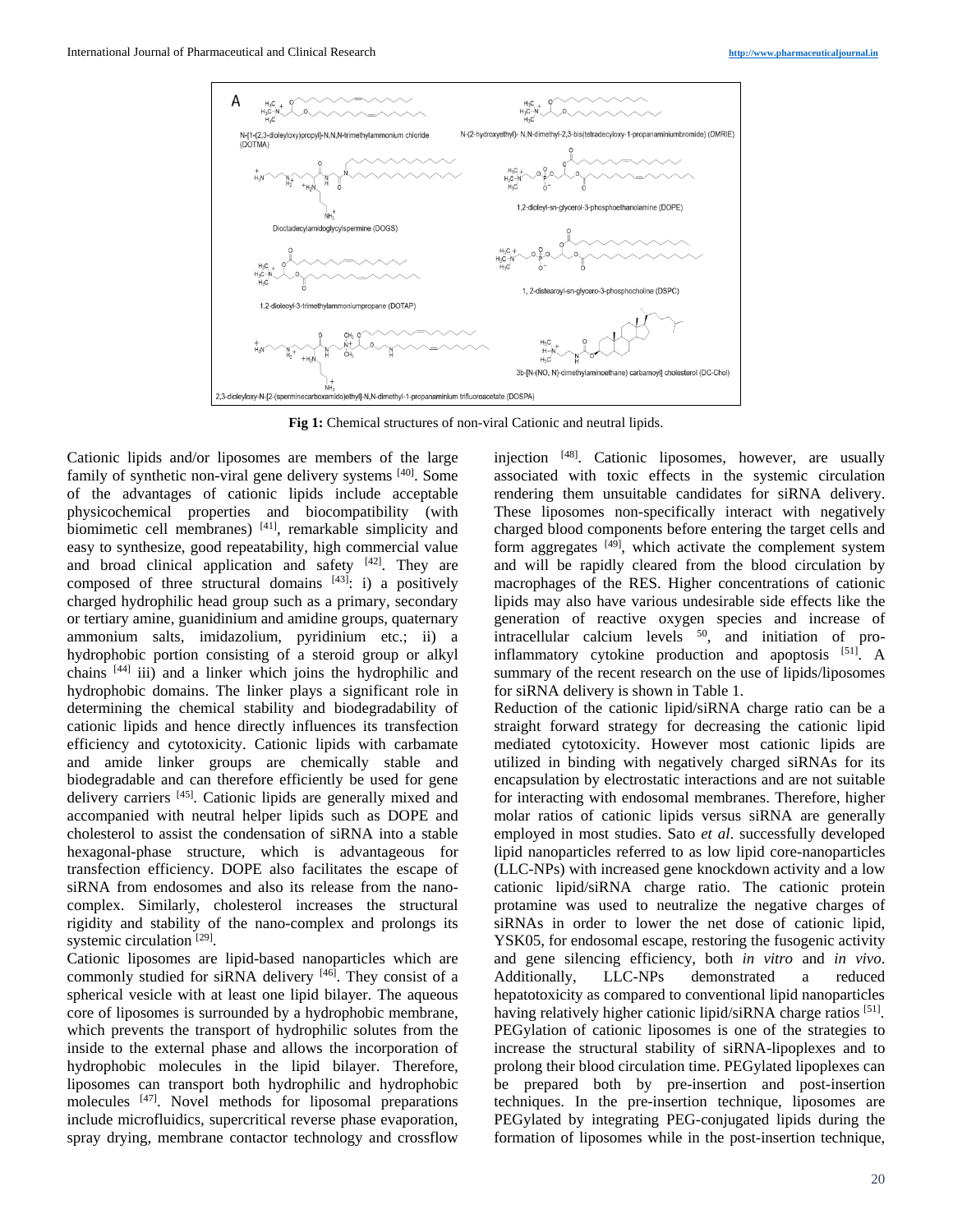Fig 1: Chemical structures of non-viral Cationic and neutral lipids.

Cationic lipids and/or liposomes are members of the large family of synthetic non-viral gene delivery systems [40]. Some of the advantages of cationic lipids include acceptable physicochemical properties and biocompatibility (with biomimetic cell membranes) [41], remarkable simplicity and easy to synthesize, good repeatability, high commercial value and broad clinical application and safety [42]. They are composed of three structural domains [43]: i) a positively charged hydrophilic head group such as a primary, secondary or tertiary amine, guanidinium and amidine groups, quaternary ammonium salts, imidazolium, pyridinium etc.; ii) a hydrophobic portion consisting of a steroid group or alkyl chains [44] iii) and a linker which joins the hydrophilic and hydrophobic domains. The linker plays a significant role in determining the chemical stability and biodegradability of cationic lipids and hence directly influences its transfection efficiency and cytotoxicity. Cationic lipids with carbamate and amide linker groups are chemically stable and biodegradable and can therefore efficiently be used for gene delivery carriers [45]. Cationic lipids are generally mixed and accompanied with neutral helper lipids such as DOPE and cholesterol to assist the condensation of siRNA into a stable hexagonal-phase structure, which is advantageous for transfection efficiency. DOPE also facilitates the escape of siRNA from endosomes and also its release from the nano-complex. Similarly, cholesterol increases the structural rigidity and stability of the nano-complex and prolongs its systemic circulation [29].

Cationic liposomes are lipid-based nanoparticles which are commonly studied for siRNA delivery [46]. They consist of a spherical vesicle with at least one lipid bilayer. The aqueous core of liposomes is surrounded by a hydrophobic membrane, which prevents the transport of hydrophilic solutes from the inside to the external phase and allows the incorporation of hydrophobic molecules in the lipid bilayer. Therefore, liposomes can transport both hydrophilic and hydrophobic molecules [47]. Novel methods for liposomal preparations include microfluidics, supercritical reverse phase evaporation, spray drying, membrane contactor technology and crossflow injection [48]. Cationic liposomes, however, are usually associated with toxic effects in the systemic circulation rendering them unsuitable candidates for siRNA delivery. These liposomes non-specifically interact with negatively charged blood components before entering the target cells and form aggregates [49], which activate the complement system and will be rapidly cleared from the blood circulation by macrophages of the RES. Higher concentrations of cationic lipids may also have various undesirable side effects like the generation of reactive oxygen species and increase of intracellular calcium levels [50], and initiation of pro-inflammatory cytokine production and apoptosis [51]. A summary of the recent research on the use of lipids/liposomes for siRNA delivery is shown in Table 1.

Reduction of the cationic lipid/siRNA charge ratio can be a straight forward strategy for decreasing the cationic lipid mediated cytotoxicity. However most cationic lipids are utilized in binding with negatively charged siRNAs for its encapsulation by electrostatic interactions and are not suitable for interacting with endosomal membranes. Therefore, higher molar ratios of cationic lipids versus siRNA are generally employed in most studies. Sato *et al*. successfully developed lipid nanoparticles referred to as low lipid core-nanoparticles (LLC-NPs) with increased gene knockdown activity and a low cationic lipid/siRNA charge ratio. The cationic protein protamine was used to neutralize the negative charges of siRNAs in order to lower the net dose of cationic lipid, YSK05, for endosomal escape, restoring the fusogenic activity and gene silencing efficiency, both *in vitro* and *in vivo*. Additionally, LLC-NPs demonstrated a reduced hepatotoxicity as compared to conventional lipid nanoparticles having relatively higher cationic lipid/siRNA charge ratios [51].

PEGylation of cationic liposomes is one of the strategies to increase the structural stability of siRNA-lipoplexes and to prolong their blood circulation time. PEGylated lipoplexes can be prepared both by pre-insertion and post-insertion techniques. In the pre-insertion technique, liposomes are PEGylated by integrating PEG-conjugated lipids during the formation of liposomes while in the post-insertion technique,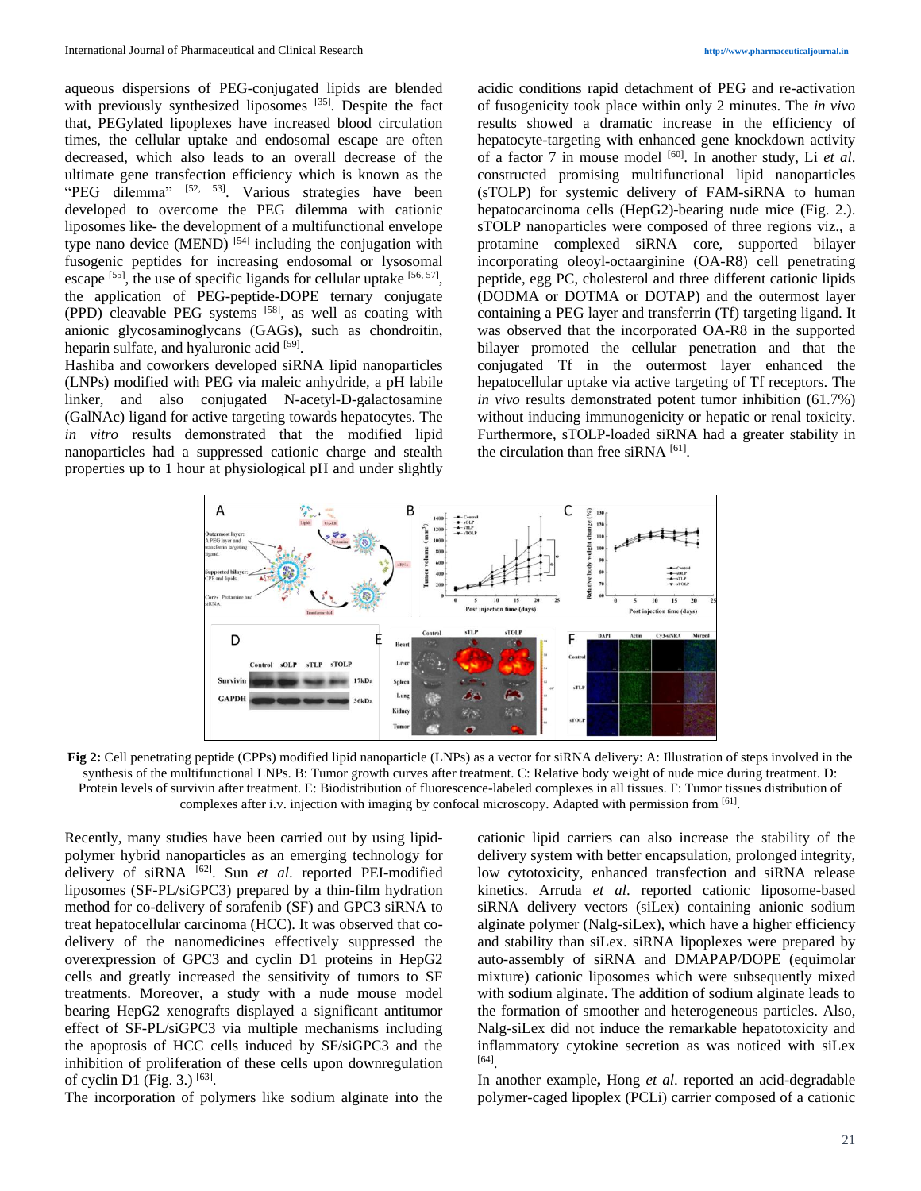aqueous dispersions of PEG-conjugated lipids are blended with previously synthesized liposomes [35]. Despite the fact that, PEGylated lipoplexes have increased blood circulation times, the cellular uptake and endosomal escape are often decreased, which also leads to an overall decrease of the ultimate gene transfection efficiency which is known as the "PEG dilemma" [52, 53]. Various strategies have been developed to overcome the PEG dilemma with cationic liposomes like- the development of a multifunctional envelope type nano device (MEND) [54] including the conjugation with fusogenic peptides for increasing endosomal or lysosomal escape [55], the use of specific ligands for cellular uptake [56, 57], the application of PEG-peptide-DOPE ternary conjugate (PPD) cleavable PEG systems [58], as well as coating with anionic glycosaminoglycans (GAGs), such as chondroitin, heparin sulfate, and hyaluronic acid [59].

Hashiba and coworkers developed siRNA lipid nanoparticles (LNPs) modified with PEG via maleic anhydride, a pH labile linker, and also conjugated N-acetyl-D-galactosamine (GalNAc) ligand for active targeting towards hepatocytes. The *in vitro* results demonstrated that the modified lipid nanoparticles had a suppressed cationic charge and stealth properties up to 1 hour at physiological pH and under slightly acidic conditions rapid detachment of PEG and re-activation of fusogenicity took place within only 2 minutes. The *in vivo* results showed a dramatic increase in the efficiency of hepatocyte-targeting with enhanced gene knockdown activity of a factor 7 in mouse model [60]. In another study, Li *et al*. constructed promising multifunctional lipid nanoparticles (sTOLP) for systemic delivery of FAM-siRNA to human hepatocarcinoma cells (HepG2)-bearing nude mice (Fig. 2.). sTOLP nanoparticles were composed of three regions viz., a protamine complexed siRNA core, supported bilayer incorporating oleoyl-octaarginine (OA-R8) cell penetrating peptide, egg PC, cholesterol and three different cationic lipids (DODMA or DOTMA or DOTAP) and the outermost layer containing a PEG layer and transferrin (Tf) targeting ligand. It was observed that the incorporated OA-R8 in the supported bilayer promoted the cellular penetration and that the conjugated Tf in the outermost layer enhanced the hepatocellular uptake via active targeting of Tf receptors. The *in vivo* results demonstrated potent tumor inhibition (61.7%) without inducing immunogenicity or hepatic or renal toxicity. Furthermore, sTOLP-loaded siRNA had a greater stability in the circulation than free siRNA [61].

**Fig 2:** Cell penetrating peptide (CPPs) modified lipid nanoparticle (LNPs) as a vector for siRNA delivery: A: Illustration of steps involved in the synthesis of the multifunctional LNPs. B: Tumor growth curves after treatment. C: Relative body weight of nude mice during treatment. D: Protein levels of survivin after treatment. E: Biodistribution of fluorescence-labeled complexes in all tissues. F: Tumor tissues distribution of complexes after i.v. injection with imaging by confocal microscopy. Adapted with permission from [61].

Recently, many studies have been carried out by using lipid-polymer hybrid nanoparticles as an emerging technology for delivery of siRNA [62]. Sun *et al*. reported PEI-modified liposomes (SF-PL/siGPC3) prepared by a thin-film hydration method for co-delivery of sorafenib (SF) and GPC3 siRNA to treat hepatocellular carcinoma (HCC). It was observed that co-delivery of the nanomedicines effectively suppressed the overexpression of GPC3 and cyclin D1 proteins in HepG2 cells and greatly increased the sensitivity of tumors to SF treatments. Moreover, a study with a nude mouse model bearing HepG2 xenografts displayed a significant antitumor effect of SF-PL/siGPC3 via multiple mechanisms including the apoptosis of HCC cells induced by SF/siGPC3 and the inhibition of proliferation of these cells upon downregulation of cyclin D1 (Fig. 3.) [63].

The incorporation of polymers like sodium alginate into the cationic lipid carriers can also increase the stability of the delivery system with better encapsulation, prolonged integrity, low cytotoxicity, enhanced transfection and siRNA release kinetics. Arruda *et al*. reported cationic liposome-based siRNA delivery vectors (siLex) containing anionic sodium alginate polymer (Nalg-siLex), which have a higher efficiency and stability than siLex. siRNA lipoplexes were prepared by auto-assembly of siRNA and DMAPAP/DOPE (equimolar mixture) cationic liposomes which were subsequently mixed with sodium alginate. The addition of sodium alginate leads to the formation of smoother and heterogeneous particles. Also, Nalg-siLex did not induce the remarkable hepatotoxicity and inflammatory cytokine secretion as was noticed with siLex [64].

In another example, **Hong** *et al*. reported an acid-degradable polymer-caged lipoplex (PCLi) carrier composed of a cationic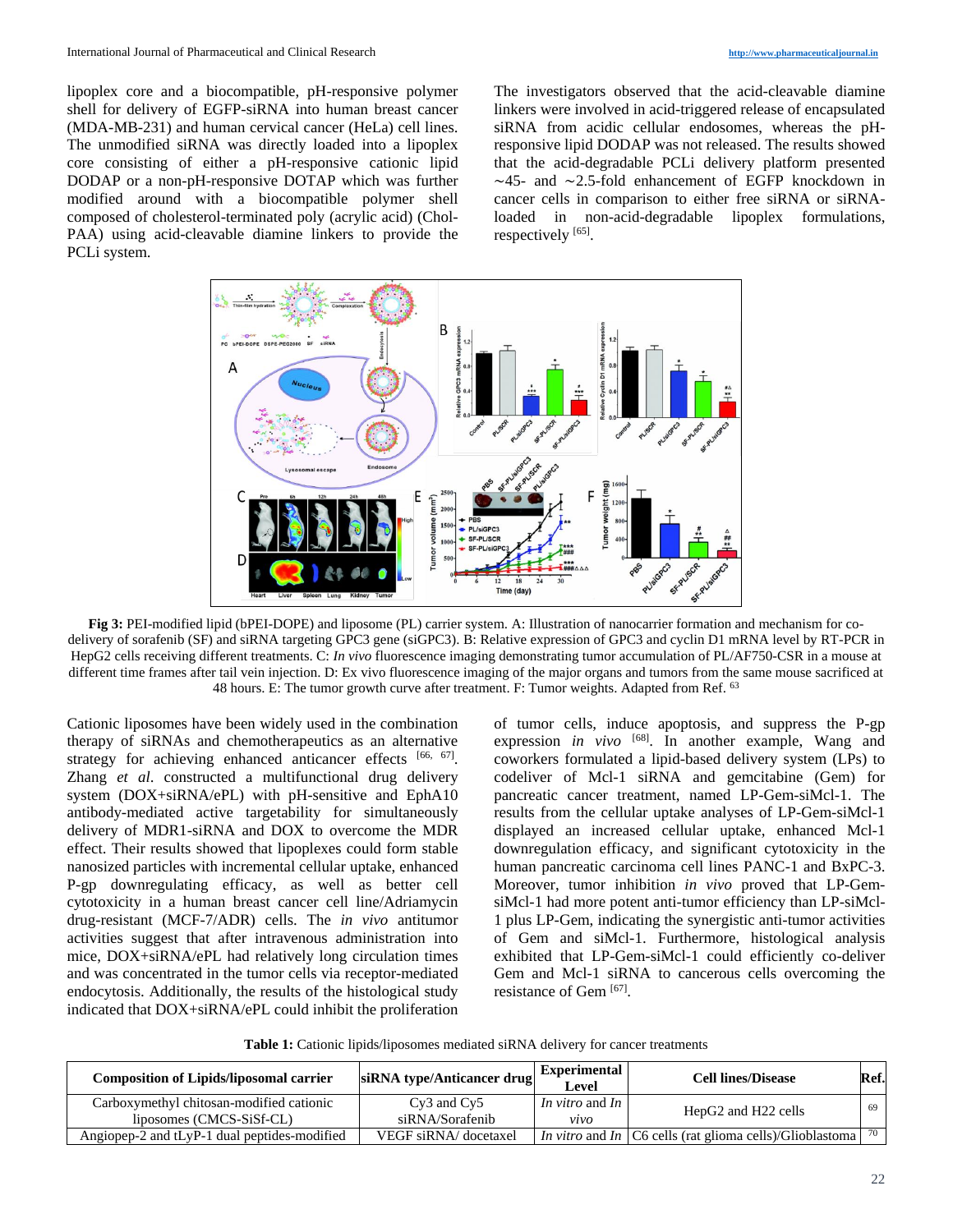lipoplex core and a biocompatible, pH-responsive polymer shell for delivery of EGFP-siRNA into human breast cancer (MDA-MB-231) and human cervical cancer (HeLa) cell lines. The unmodified siRNA was directly loaded into a lipoplex core consisting of either a pH-responsive cationic lipid DODAP or a non-pH-responsive DOTAP which was further modified around with a biocompatible polymer shell composed of cholesterol-terminated poly (acrylic acid) (Chol-PAA) using acid-cleavable diamine linkers to provide the PCLi system. The investigators observed that the acid-cleavable diamine linkers were involved in acid-triggered release of encapsulated siRNA from acidic cellular endosomes, whereas the pH-responsive lipid DODAP was not released. The results showed that the acid-degradable PCLi delivery platform presented ∼45- and ∼2.5-fold enhancement of EGFP knockdown in cancer cells in comparison to either free siRNA or siRNA-loaded in non-acid-degradable lipoplex formulations, respectively [65].

**Fig 3:** PEI-modified lipid (bPEI-DOPE) and liposome (PL) carrier system. A: Illustration of nanocarrier formation and mechanism for co-delivery of sorafenib (SF) and siRNA targeting GPC3 gene (siGPC3). B: Relative expression of GPC3 and cyclin D1 mRNA level by RT-PCR in HepG2 cells receiving different treatments. C: *In vivo* fluorescence imaging demonstrating tumor accumulation of PL/AF750-CSR in a mouse at different time frames after tail vein injection. D: Ex vivo fluorescence imaging of the major organs and tumors from the same mouse sacrificed at 48 hours. E: The tumor growth curve after treatment. F: Tumor weights. Adapted from Ref. [63]

Cationic liposomes have been widely used in the combination therapy of siRNAs and chemotherapeutics as an alternative strategy for achieving enhanced anticancer effects [66, 67]. Zhang *et al*. constructed a multifunctional drug delivery system (DOX+siRNA/ePL) with pH-sensitive and EphA10 antibody-mediated active targetability for simultaneously delivery of MDR1-siRNA and DOX to overcome the MDR effect. Their results showed that lipoplexes could form stable nanosized particles with incremental cellular uptake, enhanced P-gp downregulating efficacy, as well as better cell cytotoxicity in a human breast cancer cell line/Adriamycin drug-resistant (MCF-7/ADR) cells. The *in vivo* antitumor activities suggest that after intravenous administration into mice, DOX+siRNA/ePL had relatively long circulation times and was concentrated in the tumor cells via receptor-mediated endocytosis. Additionally, the results of the histological study indicated that DOX+siRNA/ePL could inhibit the proliferation of tumor cells, induce apoptosis, and suppress the P-gp expression *in vivo* [68]. In another example, Wang and coworkers formulated a lipid-based delivery system (LPs) to codeliver of Mcl-1 siRNA and gemcitabine (Gem) for pancreatic cancer treatment, named LP-Gem-siMcl-1. The results from the cellular uptake analyses of LP-Gem-siMcl-1 displayed an increased cellular uptake, enhanced Mcl-1 downregulation efficacy, and significant cytotoxicity in the human pancreatic carcinoma cell lines PANC-1 and BxPC-3. Moreover, tumor inhibition *in vivo* proved that LP-Gem-siMcl-1 had more potent anti-tumor efficiency than LP-siMcl-1 plus LP-Gem, indicating the synergistic anti-tumor activities of Gem and siMcl-1. Furthermore, histological analysis exhibited that LP-Gem-siMcl-1 could efficiently co-deliver Gem and Mcl-1 siRNA to cancerous cells overcoming the resistance of Gem [67].

**Table 1:** Cationic lipids/liposomes mediated siRNA delivery for cancer treatments

| Composition of Lipids/liposomal carrier | siRNA type/Anticancer drug | Experimental Level | Cell lines/Disease | Ref. |
|---|---|---|---|---|
| Carboxymethyl chitosan-modified cationic liposomes (CMCS-SiSf-CL) | Cy3 and Cy5 siRNA/Sorafenib | *In vitro* and *In vivo* | HepG2 and H22 cells | 69 |
| Angiopep-2 and tLyP-1 dual peptides-modified | VEGF siRNA/ docetaxel | *In vitro* and *In* | C6 cells (rat glioma cells)/Glioblastoma | 70 |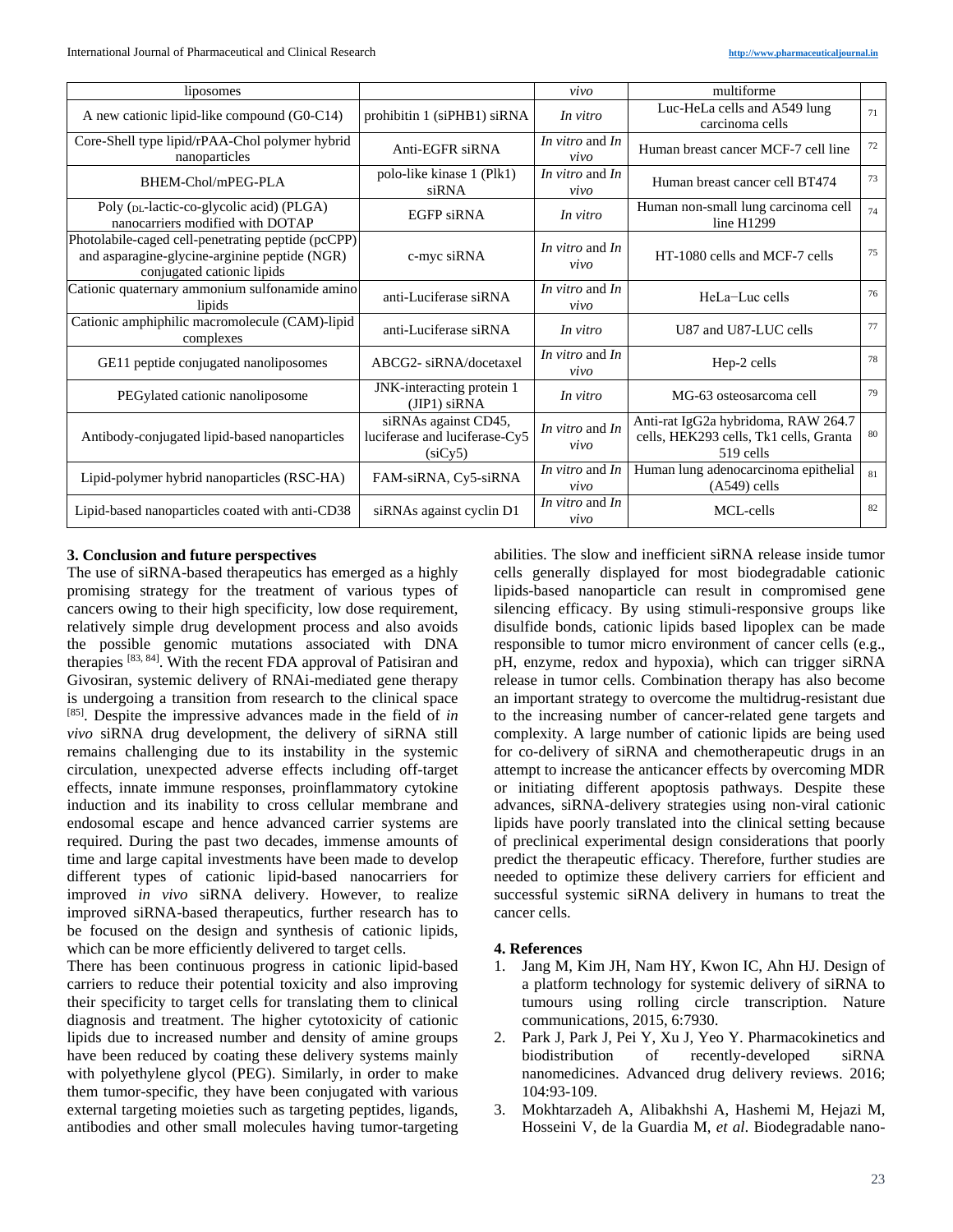| liposomes | | vivo | multiforme | |
|---|---|---|---|---|
| A new cationic lipid-like compound (G0-C14) | prohibitin 1 (siPHB1) siRNA | *In vitro* | Luc-HeLa cells and A549 lung carcinoma cells | 71 |
| Core-Shell type lipid/rPAA-Chol polymer hybrid nanoparticles | Anti-EGFR siRNA | *In vitro* and *In vivo* | Human breast cancer MCF-7 cell line | 72 |
| BHEM-Chol/mPEG-PLA | polo-like kinase 1 (Plk1) siRNA | *In vitro* and *In vivo* | Human breast cancer cell BT474 | 73 |
| Poly (DL-lactic-co-glycolic acid) (PLGA) nanocarriers modified with DOTAP | EGFP siRNA | *In vitro* | Human non-small lung carcinoma cell line H1299 | 74 |
| Photolabile-caged cell-penetrating peptide (pcCPP) and asparagine-glycine-arginine peptide (NGR) conjugated cationic lipids | c-myc siRNA | *In vitro* and *In vivo* | HT-1080 cells and MCF-7 cells | 75 |
| Cationic quaternary ammonium sulfonamide amino lipids | anti-Luciferase siRNA | *In vitro* and *In vivo* | HeLa−Luc cells | 76 |
| Cationic amphiphilic macromolecule (CAM)-lipid complexes | anti-Luciferase siRNA | *In vitro* | U87 and U87-LUC cells | 77 |
| GE11 peptide conjugated nanoliposomes | ABCG2- siRNA/docetaxel | *In vitro* and *In vivo* | Hep-2 cells | 78 |
| PEGylated cationic nanoliposome | JNK-interacting protein 1 (JIP1) siRNA | *In vitro* | MG-63 osteosarcoma cell | 79 |
| Antibody-conjugated lipid-based nanoparticles | siRNAs against CD45, luciferase and luciferase-Cy5 (siCy5) | *In vitro* and *In vivo* | Anti-rat IgG2a hybridoma, RAW 264.7 cells, HEK293 cells, Tk1 cells, Granta 519 cells | 80 |
| Lipid-polymer hybrid nanoparticles (RSC-HA) | FAM-siRNA, Cy5-siRNA | *In vitro* and *In vivo* | Human lung adenocarcinoma epithelial (A549) cells | 81 |
| Lipid-based nanoparticles coated with anti-CD38 | siRNAs against cyclin D1 | *In vitro* and *In vivo* | MCL-cells | 82 |

## 3. Conclusion and future perspectives

The use of siRNA-based therapeutics has emerged as a highly promising strategy for the treatment of various types of cancers owing to their high specificity, low dose requirement, relatively simple drug development process and also avoids the possible genomic mutations associated with DNA therapies [83, 84]. With the recent FDA approval of Patisiran and Givosiran, systemic delivery of RNAi-mediated gene therapy is undergoing a transition from research to the clinical space [85]. Despite the impressive advances made in the field of *in vivo* siRNA drug development, the delivery of siRNA still remains challenging due to its instability in the systemic circulation, unexpected adverse effects including off-target effects, innate immune responses, proinflammatory cytokine induction and its inability to cross cellular membrane and endosomal escape and hence advanced carrier systems are required. During the past two decades, immense amounts of time and large capital investments have been made to develop different types of cationic lipid-based nanocarriers for improved *in vivo* siRNA delivery. However, to realize improved siRNA-based therapeutics, further research has to be focused on the design and synthesis of cationic lipids, which can be more efficiently delivered to target cells.

There has been continuous progress in cationic lipid-based carriers to reduce their potential toxicity and also improving their specificity to target cells for translating them to clinical diagnosis and treatment. The higher cytotoxicity of cationic lipids due to increased number and density of amine groups have been reduced by coating these delivery systems mainly with polyethylene glycol (PEG). Similarly, in order to make them tumor-specific, they have been conjugated with various external targeting moieties such as targeting peptides, ligands, antibodies and other small molecules having tumor-targeting abilities. The slow and inefficient siRNA release inside tumor cells generally displayed for most biodegradable cationic lipids-based nanoparticle can result in compromised gene silencing efficacy. By using stimuli-responsive groups like disulfide bonds, cationic lipids based lipoplex can be made responsible to tumor micro environment of cancer cells (e.g., pH, enzyme, redox and hypoxia), which can trigger siRNA release in tumor cells. Combination therapy has also become an important strategy to overcome the multidrug-resistant due to the increasing number of cancer-related gene targets and complexity. A large number of cationic lipids are being used for co-delivery of siRNA and chemotherapeutic drugs in an attempt to increase the anticancer effects by overcoming MDR or initiating different apoptosis pathways. Despite these advances, siRNA-delivery strategies using non-viral cationic lipids have poorly translated into the clinical setting because of preclinical experimental design considerations that poorly predict the therapeutic efficacy. Therefore, further studies are needed to optimize these delivery carriers for efficient and successful systemic siRNA delivery in humans to treat the cancer cells.

## 4. References

1. Jang M, Kim JH, Nam HY, Kwon IC, Ahn HJ. Design of a platform technology for systemic delivery of siRNA to tumours using rolling circle transcription. Nature communications, 2015, 6:7930.
2. Park J, Park J, Pei Y, Xu J, Yeo Y. Pharmacokinetics and biodistribution of recently-developed siRNA nanomedicines. Advanced drug delivery reviews. 2016; 104:93-109.
3. Mokhtarzadeh A, Alibakhshi A, Hashemi M, Hejazi M, Hosseini V, de la Guardia M, *et al*. Biodegradable nano-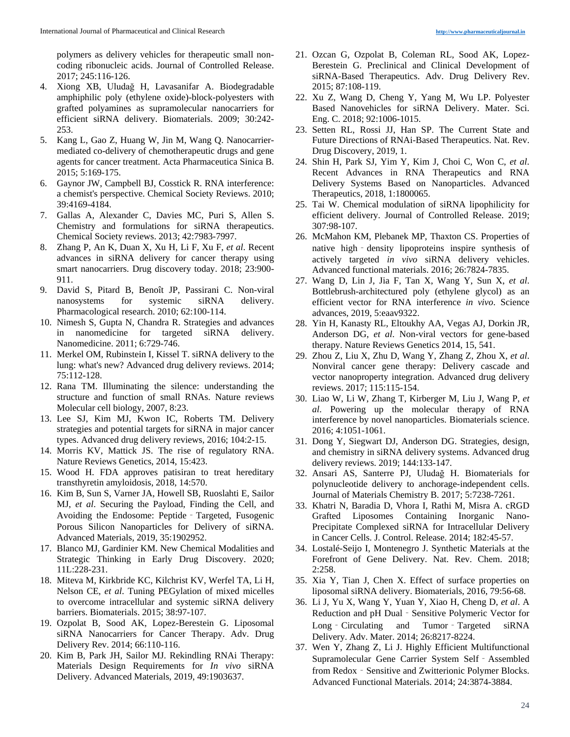polymers as delivery vehicles for therapeutic small non-coding ribonucleic acids. Journal of Controlled Release. 2017; 245:116-126.

4. Xiong XB, Uludağ H, Lavasanifar A. Biodegradable amphiphilic poly (ethylene oxide)-block-polyesters with grafted polyamines as supramolecular nanocarriers for efficient siRNA delivery. Biomaterials. 2009; 30:242-253.
5. Kang L, Gao Z, Huang W, Jin M, Wang Q. Nanocarrier-mediated co-delivery of chemotherapeutic drugs and gene agents for cancer treatment. Acta Pharmaceutica Sinica B. 2015; 5:169-175.
6. Gaynor JW, Campbell BJ, Cosstick R. RNA interference: a chemist's perspective. Chemical Society Reviews. 2010; 39:4169-4184.
7. Gallas A, Alexander C, Davies MC, Puri S, Allen S. Chemistry and formulations for siRNA therapeutics. Chemical Society reviews. 2013; 42:7983-7997.
8. Zhang P, An K, Duan X, Xu H, Li F, Xu F, *et al*. Recent advances in siRNA delivery for cancer therapy using smart nanocarriers. Drug discovery today. 2018; 23:900-911.
9. David S, Pitard B, Benoît JP, Passirani C. Non-viral nanosystems for systemic siRNA delivery. Pharmacological research. 2010; 62:100-114.
10. Nimesh S, Gupta N, Chandra R. Strategies and advances in nanomedicine for targeted siRNA delivery. Nanomedicine. 2011; 6:729-746.
11. Merkel OM, Rubinstein I, Kissel T. siRNA delivery to the lung: what's new? Advanced drug delivery reviews. 2014; 75:112-128.
12. Rana TM. Illuminating the silence: understanding the structure and function of small RNAs. Nature reviews Molecular cell biology, 2007, 8:23.
13. Lee SJ, Kim MJ, Kwon IC, Roberts TM. Delivery strategies and potential targets for siRNA in major cancer types. Advanced drug delivery reviews, 2016; 104:2-15.
14. Morris KV, Mattick JS. The rise of regulatory RNA. Nature Reviews Genetics, 2014, 15:423.
15. Wood H. FDA approves patisiran to treat hereditary transthyretin amyloidosis, 2018, 14:570.
16. Kim B, Sun S, Varner JA, Howell SB, Ruoslahti E, Sailor MJ, *et al*. Securing the Payload, Finding the Cell, and Avoiding the Endosome: Peptide‐Targeted, Fusogenic Porous Silicon Nanoparticles for Delivery of siRNA. Advanced Materials, 2019, 35:1902952.
17. Blanco MJ, Gardinier KM. New Chemical Modalities and Strategic Thinking in Early Drug Discovery. 2020; 11L:228-231.
18. Miteva M, Kirkbride KC, Kilchrist KV, Werfel TA, Li H, Nelson CE, *et al*. Tuning PEGylation of mixed micelles to overcome intracellular and systemic siRNA delivery barriers. Biomaterials. 2015; 38:97-107.
19. Ozpolat B, Sood AK, Lopez-Berestein G. Liposomal siRNA Nanocarriers for Cancer Therapy. Adv. Drug Delivery Rev. 2014; 66:110-116.
20. Kim B, Park JH, Sailor MJ. Rekindling RNAi Therapy: Materials Design Requirements for *In vivo* siRNA Delivery. Advanced Materials, 2019, 49:1903637.
21. Ozcan G, Ozpolat B, Coleman RL, Sood AK, Lopez-Berestein G. Preclinical and Clinical Development of siRNA-Based Therapeutics. Adv. Drug Delivery Rev. 2015; 87:108-119.
22. Xu Z, Wang D, Cheng Y, Yang M, Wu LP. Polyester Based Nanovehicles for siRNA Delivery. Mater. Sci. Eng. C. 2018; 92:1006-1015.
23. Setten RL, Rossi JJ, Han SP. The Current State and Future Directions of RNAi-Based Therapeutics. Nat. Rev. Drug Discovery, 2019, 1.
24. Shin H, Park SJ, Yim Y, Kim J, Choi C, Won C, *et al*. Recent Advances in RNA Therapeutics and RNA Delivery Systems Based on Nanoparticles. Advanced Therapeutics, 2018, 1:1800065.
25. Tai W. Chemical modulation of siRNA lipophilicity for efficient delivery. Journal of Controlled Release. 2019; 307:98-107.
26. McMahon KM, Plebanek MP, Thaxton CS. Properties of native high‐density lipoproteins inspire synthesis of actively targeted *in vivo* siRNA delivery vehicles. Advanced functional materials. 2016; 26:7824-7835.
27. Wang D, Lin J, Jia F, Tan X, Wang Y, Sun X, *et al*. Bottlebrush-architectured poly (ethylene glycol) as an efficient vector for RNA interference *in vivo*. Science advances, 2019, 5:eaav9322.
28. Yin H, Kanasty RL, Eltoukhy AA, Vegas AJ, Dorkin JR, Anderson DG, *et al*. Non-viral vectors for gene-based therapy. Nature Reviews Genetics 2014, 15, 541.
29. Zhou Z, Liu X, Zhu D, Wang Y, Zhang Z, Zhou X, *et al*. Nonviral cancer gene therapy: Delivery cascade and vector nanoproperty integration. Advanced drug delivery reviews. 2017; 115:115-154.
30. Liao W, Li W, Zhang T, Kirberger M, Liu J, Wang P, *et al*. Powering up the molecular therapy of RNA interference by novel nanoparticles. Biomaterials science. 2016; 4:1051-1061.
31. Dong Y, Siegwart DJ, Anderson DG. Strategies, design, and chemistry in siRNA delivery systems. Advanced drug delivery reviews. 2019; 144:133-147.
32. Ansari AS, Santerre PJ, Uludağ H. Biomaterials for polynucleotide delivery to anchorage-independent cells. Journal of Materials Chemistry B. 2017; 5:7238-7261.
33. Khatri N, Baradia D, Vhora I, Rathi M, Misra A. cRGD Grafted Liposomes Containing Inorganic Nano-Precipitate Complexed siRNA for Intracellular Delivery in Cancer Cells. J. Control. Release. 2014; 182:45-57.
34. Lostalé-Seijo I, Montenegro J. Synthetic Materials at the Forefront of Gene Delivery. Nat. Rev. Chem. 2018; 2:258.
35. Xia Y, Tian J, Chen X. Effect of surface properties on liposomal siRNA delivery. Biomaterials, 2016, 79:56-68.
36. Li J, Yu X, Wang Y, Yuan Y, Xiao H, Cheng D, *et al*. A Reduction and pH Dual‐Sensitive Polymeric Vector for Long‐Circulating and Tumor‐Targeted siRNA Delivery. Adv. Mater. 2014; 26:8217-8224.
37. Wen Y, Zhang Z, Li J. Highly Efficient Multifunctional Supramolecular Gene Carrier System Self‐Assembled from Redox‐Sensitive and Zwitterionic Polymer Blocks. Advanced Functional Materials. 2014; 24:3874-3884.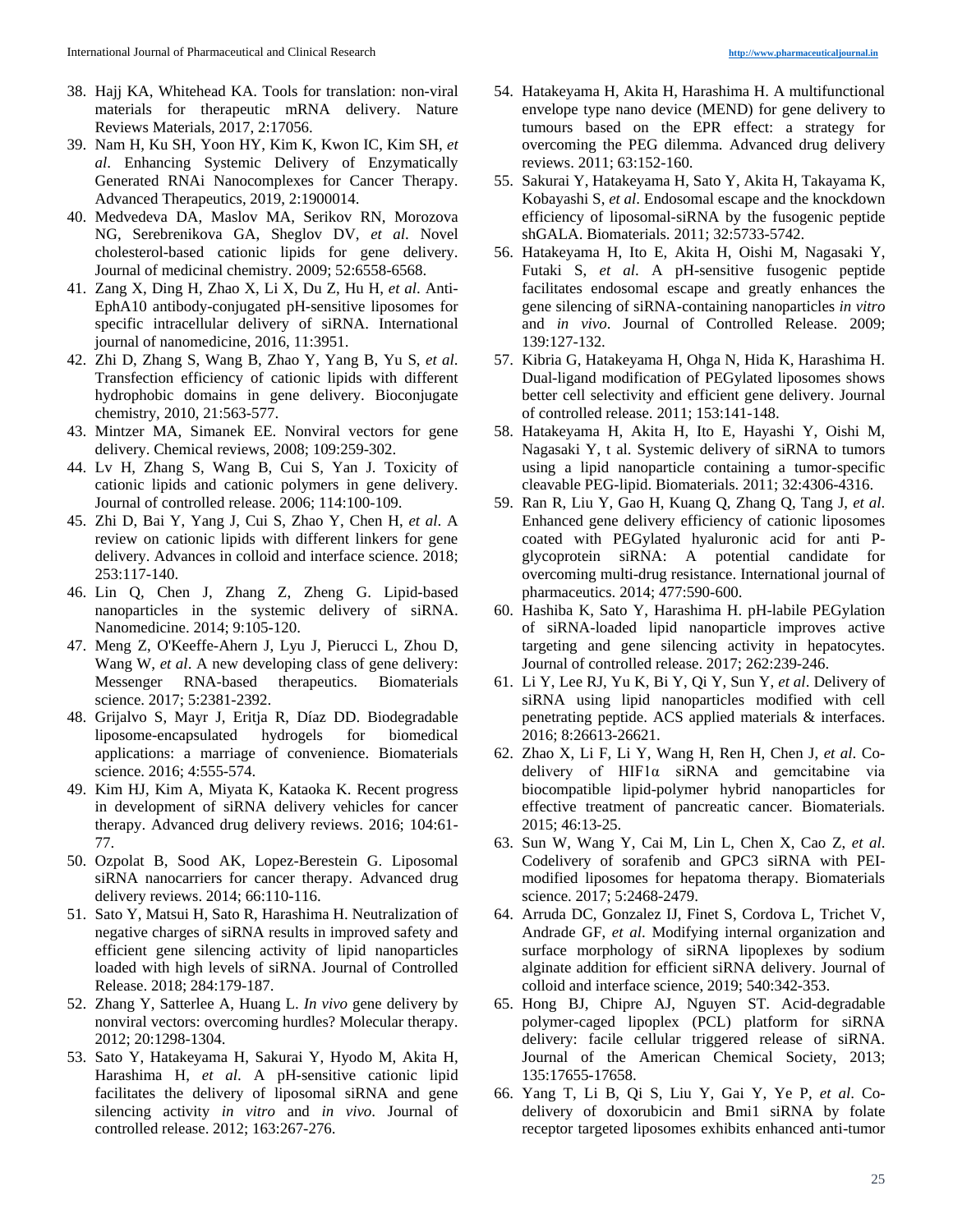38. Hajj KA, Whitehead KA. Tools for translation: non-viral materials for therapeutic mRNA delivery. Nature Reviews Materials, 2017, 2:17056.
39. Nam H, Ku SH, Yoon HY, Kim K, Kwon IC, Kim SH, *et al*. Enhancing Systemic Delivery of Enzymatically Generated RNAi Nanocomplexes for Cancer Therapy. Advanced Therapeutics, 2019, 2:1900014.
40. Medvedeva DA, Maslov MA, Serikov RN, Morozova NG, Serebrenikova GA, Sheglov DV, *et al*. Novel cholesterol-based cationic lipids for gene delivery. Journal of medicinal chemistry. 2009; 52:6558-6568.
41. Zang X, Ding H, Zhao X, Li X, Du Z, Hu H, *et al*. Anti-EphA10 antibody-conjugated pH-sensitive liposomes for specific intracellular delivery of siRNA. International journal of nanomedicine, 2016, 11:3951.
42. Zhi D, Zhang S, Wang B, Zhao Y, Yang B, Yu S, *et al*. Transfection efficiency of cationic lipids with different hydrophobic domains in gene delivery. Bioconjugate chemistry, 2010, 21:563-577.
43. Mintzer MA, Simanek EE. Nonviral vectors for gene delivery. Chemical reviews, 2008; 109:259-302.
44. Lv H, Zhang S, Wang B, Cui S, Yan J. Toxicity of cationic lipids and cationic polymers in gene delivery. Journal of controlled release. 2006; 114:100-109.
45. Zhi D, Bai Y, Yang J, Cui S, Zhao Y, Chen H, *et al*. A review on cationic lipids with different linkers for gene delivery. Advances in colloid and interface science. 2018; 253:117-140.
46. Lin Q, Chen J, Zhang Z, Zheng G. Lipid-based nanoparticles in the systemic delivery of siRNA. Nanomedicine. 2014; 9:105-120.
47. Meng Z, O'Keeffe-Ahern J, Lyu J, Pierucci L, Zhou D, Wang W, *et al*. A new developing class of gene delivery: Messenger RNA-based therapeutics. Biomaterials science. 2017; 5:2381-2392.
48. Grijalvo S, Mayr J, Eritja R, Díaz DD. Biodegradable liposome-encapsulated hydrogels for biomedical applications: a marriage of convenience. Biomaterials science. 2016; 4:555-574.
49. Kim HJ, Kim A, Miyata K, Kataoka K. Recent progress in development of siRNA delivery vehicles for cancer therapy. Advanced drug delivery reviews. 2016; 104:61-77.
50. Ozpolat B, Sood AK, Lopez-Berestein G. Liposomal siRNA nanocarriers for cancer therapy. Advanced drug delivery reviews. 2014; 66:110-116.
51. Sato Y, Matsui H, Sato R, Harashima H. Neutralization of negative charges of siRNA results in improved safety and efficient gene silencing activity of lipid nanoparticles loaded with high levels of siRNA. Journal of Controlled Release. 2018; 284:179-187.
52. Zhang Y, Satterlee A, Huang L. *In vivo* gene delivery by nonviral vectors: overcoming hurdles? Molecular therapy. 2012; 20:1298-1304.
53. Sato Y, Hatakeyama H, Sakurai Y, Hyodo M, Akita H, Harashima H, *et al*. A pH-sensitive cationic lipid facilitates the delivery of liposomal siRNA and gene silencing activity *in vitro* and *in vivo*. Journal of controlled release. 2012; 163:267-276.
54. Hatakeyama H, Akita H, Harashima H. A multifunctional envelope type nano device (MEND) for gene delivery to tumours based on the EPR effect: a strategy for overcoming the PEG dilemma. Advanced drug delivery reviews. 2011; 63:152-160.
55. Sakurai Y, Hatakeyama H, Sato Y, Akita H, Takayama K, Kobayashi S, *et al*. Endosomal escape and the knockdown efficiency of liposomal-siRNA by the fusogenic peptide shGALA. Biomaterials. 2011; 32:5733-5742.
56. Hatakeyama H, Ito E, Akita H, Oishi M, Nagasaki Y, Futaki S, *et al*. A pH-sensitive fusogenic peptide facilitates endosomal escape and greatly enhances the gene silencing of siRNA-containing nanoparticles *in vitro* and *in vivo*. Journal of Controlled Release. 2009; 139:127-132.
57. Kibria G, Hatakeyama H, Ohga N, Hida K, Harashima H. Dual-ligand modification of PEGylated liposomes shows better cell selectivity and efficient gene delivery. Journal of controlled release. 2011; 153:141-148.
58. Hatakeyama H, Akita H, Ito E, Hayashi Y, Oishi M, Nagasaki Y, t al. Systemic delivery of siRNA to tumors using a lipid nanoparticle containing a tumor-specific cleavable PEG-lipid. Biomaterials. 2011; 32:4306-4316.
59. Ran R, Liu Y, Gao H, Kuang Q, Zhang Q, Tang J, *et al*. Enhanced gene delivery efficiency of cationic liposomes coated with PEGylated hyaluronic acid for anti P-glycoprotein siRNA: A potential candidate for overcoming multi-drug resistance. International journal of pharmaceutics. 2014; 477:590-600.
60. Hashiba K, Sato Y, Harashima H. pH-labile PEGylation of siRNA-loaded lipid nanoparticle improves active targeting and gene silencing activity in hepatocytes. Journal of controlled release. 2017; 262:239-246.
61. Li Y, Lee RJ, Yu K, Bi Y, Qi Y, Sun Y, *et al*. Delivery of siRNA using lipid nanoparticles modified with cell penetrating peptide. ACS applied materials & interfaces. 2016; 8:26613-26621.
62. Zhao X, Li F, Li Y, Wang H, Ren H, Chen J, *et al*. Co-delivery of HIF1α siRNA and gemcitabine via biocompatible lipid-polymer hybrid nanoparticles for effective treatment of pancreatic cancer. Biomaterials. 2015; 46:13-25.
63. Sun W, Wang Y, Cai M, Lin L, Chen X, Cao Z, *et al*. Codelivery of sorafenib and GPC3 siRNA with PEI-modified liposomes for hepatoma therapy. Biomaterials science. 2017; 5:2468-2479.
64. Arruda DC, Gonzalez IJ, Finet S, Cordova L, Trichet V, Andrade GF, *et al*. Modifying internal organization and surface morphology of siRNA lipoplexes by sodium alginate addition for efficient siRNA delivery. Journal of colloid and interface science, 2019; 540:342-353.
65. Hong BJ, Chipre AJ, Nguyen ST. Acid-degradable polymer-caged lipoplex (PCL) platform for siRNA delivery: facile cellular triggered release of siRNA. Journal of the American Chemical Society, 2013; 135:17655-17658.
66. Yang T, Li B, Qi S, Liu Y, Gai Y, Ye P, *et al*. Co-delivery of doxorubicin and Bmi1 siRNA by folate receptor targeted liposomes exhibits enhanced anti-tumor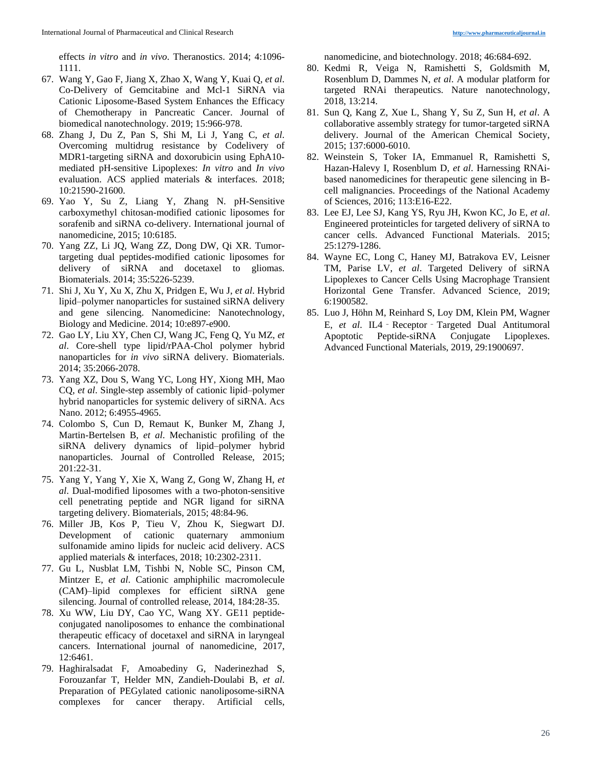effects *in vitro* and *in vivo*. Theranostics. 2014; 4:1096-1111.

67. Wang Y, Gao F, Jiang X, Zhao X, Wang Y, Kuai Q, *et al*. Co-Delivery of Gemcitabine and Mcl-1 SiRNA via Cationic Liposome-Based System Enhances the Efficacy of Chemotherapy in Pancreatic Cancer. Journal of biomedical nanotechnology. 2019; 15:966-978.
68. Zhang J, Du Z, Pan S, Shi M, Li J, Yang C, *et al*. Overcoming multidrug resistance by Codelivery of MDR1-targeting siRNA and doxorubicin using EphA10-mediated pH-sensitive Lipoplexes: *In vitro* and *In vivo* evaluation. ACS applied materials & interfaces. 2018; 10:21590-21600.
69. Yao Y, Su Z, Liang Y, Zhang N. pH-Sensitive carboxymethyl chitosan-modified cationic liposomes for sorafenib and siRNA co-delivery. International journal of nanomedicine, 2015; 10:6185.
70. Yang ZZ, Li JQ, Wang ZZ, Dong DW, Qi XR. Tumor-targeting dual peptides-modified cationic liposomes for delivery of siRNA and docetaxel to gliomas. Biomaterials. 2014; 35:5226-5239.
71. Shi J, Xu Y, Xu X, Zhu X, Pridgen E, Wu J, *et al*. Hybrid lipid–polymer nanoparticles for sustained siRNA delivery and gene silencing. Nanomedicine: Nanotechnology, Biology and Medicine. 2014; 10:e897-e900.
72. Gao LY, Liu XY, Chen CJ, Wang JC, Feng Q, Yu MZ, *et al*. Core-shell type lipid/rPAA-Chol polymer hybrid nanoparticles for *in vivo* siRNA delivery. Biomaterials. 2014; 35:2066-2078.
73. Yang XZ, Dou S, Wang YC, Long HY, Xiong MH, Mao CQ, *et al*. Single-step assembly of cationic lipid–polymer hybrid nanoparticles for systemic delivery of siRNA. Acs Nano. 2012; 6:4955-4965.
74. Colombo S, Cun D, Remaut K, Bunker M, Zhang J, Martin-Bertelsen B, *et al*. Mechanistic profiling of the siRNA delivery dynamics of lipid–polymer hybrid nanoparticles. Journal of Controlled Release, 2015; 201:22-31.
75. Yang Y, Yang Y, Xie X, Wang Z, Gong W, Zhang H, *et al*. Dual-modified liposomes with a two-photon-sensitive cell penetrating peptide and NGR ligand for siRNA targeting delivery. Biomaterials, 2015; 48:84-96.
76. Miller JB, Kos P, Tieu V, Zhou K, Siegwart DJ. Development of cationic quaternary ammonium sulfonamide amino lipids for nucleic acid delivery. ACS applied materials & interfaces, 2018; 10:2302-2311.
77. Gu L, Nusblat LM, Tishbi N, Noble SC, Pinson CM, Mintzer E, *et al*. Cationic amphiphilic macromolecule (CAM)–lipid complexes for efficient siRNA gene silencing. Journal of controlled release, 2014, 184:28-35.
78. Xu WW, Liu DY, Cao YC, Wang XY. GE11 peptide-conjugated nanoliposomes to enhance the combinational therapeutic efficacy of docetaxel and siRNA in laryngeal cancers. International journal of nanomedicine, 2017, 12:6461.
79. Haghiralsadat F, Amoabediny G, Naderinezhad S, Forouzanfar T, Helder MN, Zandieh-Doulabi B, *et al*. Preparation of PEGylated cationic nanoliposome-siRNA complexes for cancer therapy. Artificial cells, nanomedicine, and biotechnology. 2018; 46:684-692.
80. Kedmi R, Veiga N, Ramishetti S, Goldsmith M, Rosenblum D, Dammes N, *et al*. A modular platform for targeted RNAi therapeutics. Nature nanotechnology, 2018, 13:214.
81. Sun Q, Kang Z, Xue L, Shang Y, Su Z, Sun H, *et al*. A collaborative assembly strategy for tumor-targeted siRNA delivery. Journal of the American Chemical Society, 2015; 137:6000-6010.
82. Weinstein S, Toker IA, Emmanuel R, Ramishetti S, Hazan-Halevy I, Rosenblum D, *et al*. Harnessing RNAi-based nanomedicines for therapeutic gene silencing in B-cell malignancies. Proceedings of the National Academy of Sciences, 2016; 113:E16-E22.
83. Lee EJ, Lee SJ, Kang YS, Ryu JH, Kwon KC, Jo E, *et al*. Engineered proteinticles for targeted delivery of siRNA to cancer cells. Advanced Functional Materials. 2015; 25:1279-1286.
84. Wayne EC, Long C, Haney MJ, Batrakova EV, Leisner TM, Parise LV, *et al*. Targeted Delivery of siRNA Lipoplexes to Cancer Cells Using Macrophage Transient Horizontal Gene Transfer. Advanced Science, 2019; 6:1900582.
85. Luo J, Höhn M, Reinhard S, Loy DM, Klein PM, Wagner E, *et al*. IL4‐Receptor‐Targeted Dual Antitumoral Apoptotic Peptide-siRNA Conjugate Lipoplexes. Advanced Functional Materials, 2019, 29:1900697.